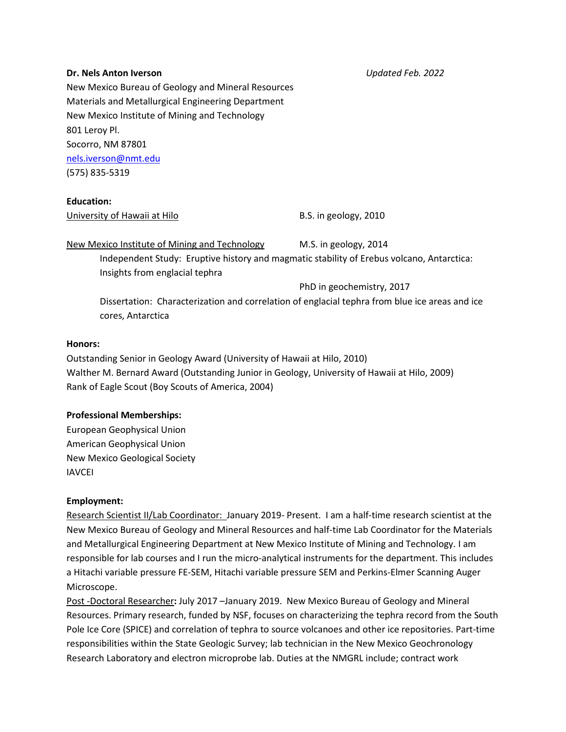**Dr. Nels Anton Iverson** *Updated Feb. 2022*

New Mexico Bureau of Geology and Mineral Resources
Materials and Metallurgical Engineering Department
New Mexico Institute of Mining and Technology
801 Leroy Pl.
Socorro, NM 87801
nels.iverson@nmt.edu
(575) 835-5319

**Education:**

University of Hawaii at Hilo — B.S. in geology, 2010

New Mexico Institute of Mining and Technology — M.S. in geology, 2014

Independent Study: Eruptive history and magmatic stability of Erebus volcano, Antarctica: Insights from englacial tephra

PhD in geochemistry, 2017

Dissertation: Characterization and correlation of englacial tephra from blue ice areas and ice cores, Antarctica

**Honors:**

Outstanding Senior in Geology Award (University of Hawaii at Hilo, 2010)
Walther M. Bernard Award (Outstanding Junior in Geology, University of Hawaii at Hilo, 2009)
Rank of Eagle Scout (Boy Scouts of America, 2004)

**Professional Memberships:**

European Geophysical Union
American Geophysical Union
New Mexico Geological Society
IAVCEI

**Employment:**

Research Scientist II/Lab Coordinator: January 2019- Present. I am a half-time research scientist at the New Mexico Bureau of Geology and Mineral Resources and half-time Lab Coordinator for the Materials and Metallurgical Engineering Department at New Mexico Institute of Mining and Technology. I am responsible for lab courses and I run the micro-analytical instruments for the department. This includes a Hitachi variable pressure FE-SEM, Hitachi variable pressure SEM and Perkins-Elmer Scanning Auger Microscope.

Post -Doctoral Researcher**:** July 2017 –January 2019. New Mexico Bureau of Geology and Mineral Resources. Primary research, funded by NSF, focuses on characterizing the tephra record from the South Pole Ice Core (SPICE) and correlation of tephra to source volcanoes and other ice repositories. Part-time responsibilities within the State Geologic Survey; lab technician in the New Mexico Geochronology Research Laboratory and electron microprobe lab. Duties at the NMGRL include; contract work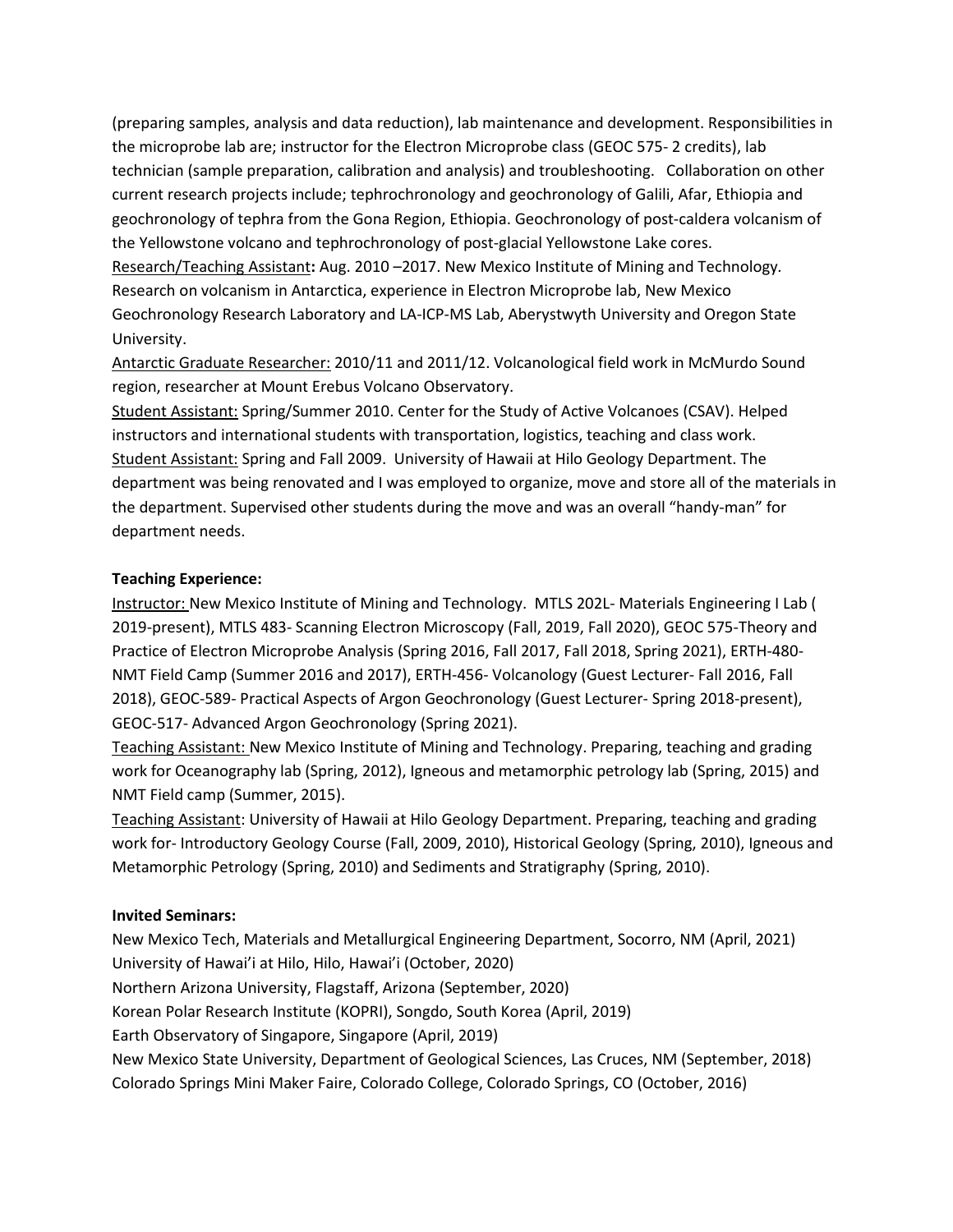(preparing samples, analysis and data reduction), lab maintenance and development. Responsibilities in the microprobe lab are; instructor for the Electron Microprobe class (GEOC 575- 2 credits), lab technician (sample preparation, calibration and analysis) and troubleshooting. Collaboration on other current research projects include; tephrochronology and geochronology of Galili, Afar, Ethiopia and geochronology of tephra from the Gona Region, Ethiopia. Geochronology of post-caldera volcanism of the Yellowstone volcano and tephrochronology of post-glacial Yellowstone Lake cores.

Research/Teaching Assistant**:** Aug. 2010 –2017. New Mexico Institute of Mining and Technology. Research on volcanism in Antarctica, experience in Electron Microprobe lab, New Mexico Geochronology Research Laboratory and LA-ICP-MS Lab, Aberystwyth University and Oregon State University.

Antarctic Graduate Researcher: 2010/11 and 2011/12. Volcanological field work in McMurdo Sound region, researcher at Mount Erebus Volcano Observatory.

Student Assistant: Spring/Summer 2010. Center for the Study of Active Volcanoes (CSAV). Helped instructors and international students with transportation, logistics, teaching and class work.

Student Assistant: Spring and Fall 2009. University of Hawaii at Hilo Geology Department. The department was being renovated and I was employed to organize, move and store all of the materials in the department. Supervised other students during the move and was an overall "handy-man" for department needs.

**Teaching Experience:**

Instructor: New Mexico Institute of Mining and Technology. MTLS 202L- Materials Engineering I Lab ( 2019-present), MTLS 483- Scanning Electron Microscopy (Fall, 2019, Fall 2020), GEOC 575-Theory and Practice of Electron Microprobe Analysis (Spring 2016, Fall 2017, Fall 2018, Spring 2021), ERTH-480- NMT Field Camp (Summer 2016 and 2017), ERTH-456- Volcanology (Guest Lecturer- Fall 2016, Fall 2018), GEOC-589- Practical Aspects of Argon Geochronology (Guest Lecturer- Spring 2018-present), GEOC-517- Advanced Argon Geochronology (Spring 2021).

Teaching Assistant: New Mexico Institute of Mining and Technology. Preparing, teaching and grading work for Oceanography lab (Spring, 2012), Igneous and metamorphic petrology lab (Spring, 2015) and NMT Field camp (Summer, 2015).

Teaching Assistant: University of Hawaii at Hilo Geology Department. Preparing, teaching and grading work for- Introductory Geology Course (Fall, 2009, 2010), Historical Geology (Spring, 2010), Igneous and Metamorphic Petrology (Spring, 2010) and Sediments and Stratigraphy (Spring, 2010).

**Invited Seminars:**

New Mexico Tech, Materials and Metallurgical Engineering Department, Socorro, NM (April, 2021)
University of Hawai'i at Hilo, Hilo, Hawai'i (October, 2020)
Northern Arizona University, Flagstaff, Arizona (September, 2020)
Korean Polar Research Institute (KOPRI), Songdo, South Korea (April, 2019)
Earth Observatory of Singapore, Singapore (April, 2019)
New Mexico State University, Department of Geological Sciences, Las Cruces, NM (September, 2018)
Colorado Springs Mini Maker Faire, Colorado College, Colorado Springs, CO (October, 2016)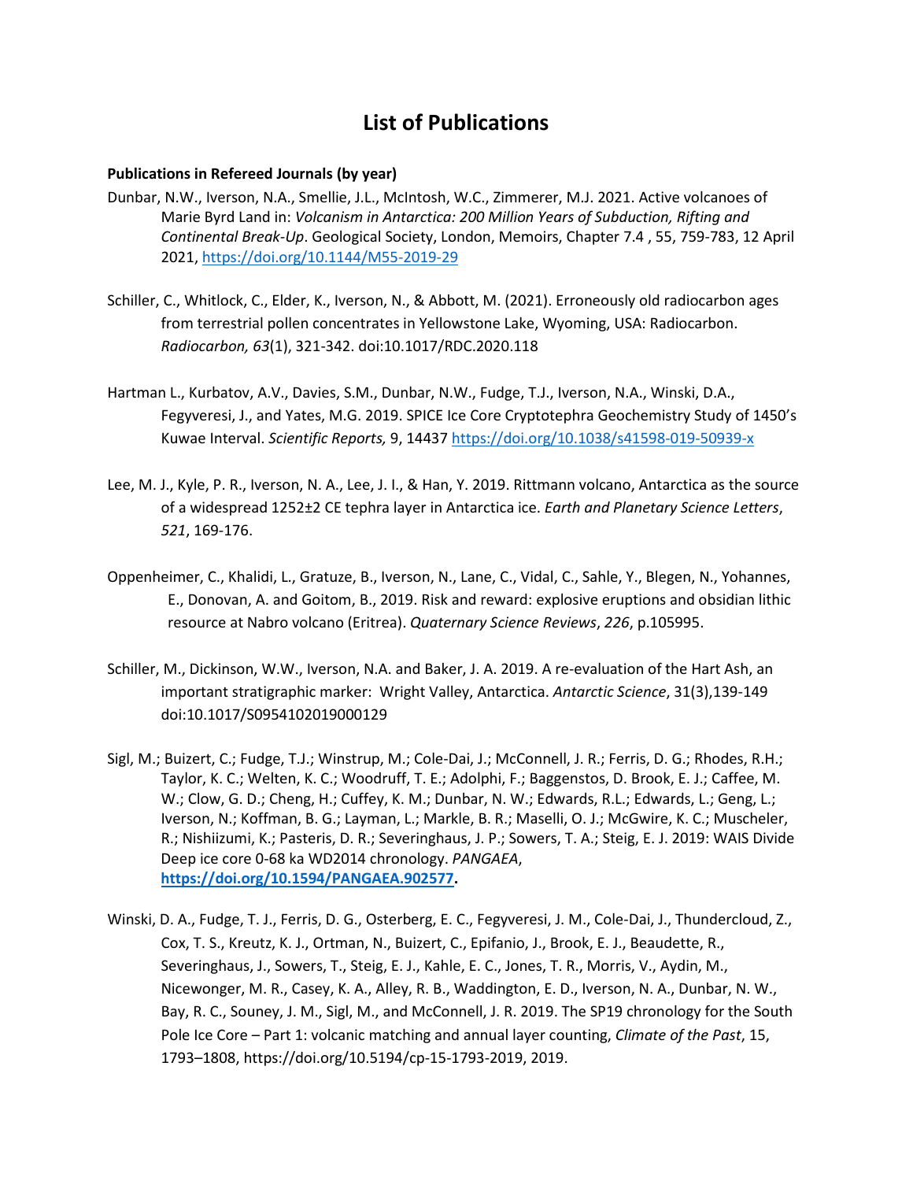# List of Publications

**Publications in Refereed Journals (by year)**

Dunbar, N.W., Iverson, N.A., Smellie, J.L., McIntosh, W.C., Zimmerer, M.J. 2021. Active volcanoes of Marie Byrd Land in: *Volcanism in Antarctica: 200 Million Years of Subduction, Rifting and Continental Break-Up*. Geological Society, London, Memoirs, Chapter 7.4 , 55, 759-783, 12 April 2021, https://doi.org/10.1144/M55-2019-29

Schiller, C., Whitlock, C., Elder, K., Iverson, N., & Abbott, M. (2021). Erroneously old radiocarbon ages from terrestrial pollen concentrates in Yellowstone Lake, Wyoming, USA: Radiocarbon. *Radiocarbon, 63*(1), 321-342. doi:10.1017/RDC.2020.118

Hartman L., Kurbatov, A.V., Davies, S.M., Dunbar, N.W., Fudge, T.J., Iverson, N.A., Winski, D.A., Fegyveresi, J., and Yates, M.G. 2019. SPICE Ice Core Cryptotephra Geochemistry Study of 1450's Kuwae Interval. *Scientific Reports,* 9, 14437 https://doi.org/10.1038/s41598-019-50939-x

Lee, M. J., Kyle, P. R., Iverson, N. A., Lee, J. I., & Han, Y. 2019. Rittmann volcano, Antarctica as the source of a widespread 1252±2 CE tephra layer in Antarctica ice. *Earth and Planetary Science Letters*, *521*, 169-176.

Oppenheimer, C., Khalidi, L., Gratuze, B., Iverson, N., Lane, C., Vidal, C., Sahle, Y., Blegen, N., Yohannes, E., Donovan, A. and Goitom, B., 2019. Risk and reward: explosive eruptions and obsidian lithic resource at Nabro volcano (Eritrea). *Quaternary Science Reviews*, *226*, p.105995.

Schiller, M., Dickinson, W.W., Iverson, N.A. and Baker, J. A. 2019. A re-evaluation of the Hart Ash, an important stratigraphic marker: Wright Valley, Antarctica. *Antarctic Science*, 31(3),139-149 doi:10.1017/S0954102019000129

Sigl, M.; Buizert, C.; Fudge, T.J.; Winstrup, M.; Cole-Dai, J.; McConnell, J. R.; Ferris, D. G.; Rhodes, R.H.; Taylor, K. C.; Welten, K. C.; Woodruff, T. E.; Adolphi, F.; Baggenstos, D. Brook, E. J.; Caffee, M. W.; Clow, G. D.; Cheng, H.; Cuffey, K. M.; Dunbar, N. W.; Edwards, R.L.; Edwards, L.; Geng, L.; Iverson, N.; Koffman, B. G.; Layman, L.; Markle, B. R.; Maselli, O. J.; McGwire, K. C.; Muscheler, R.; Nishiizumi, K.; Pasteris, D. R.; Severinghaus, J. P.; Sowers, T. A.; Steig, E. J. 2019: WAIS Divide Deep ice core 0-68 ka WD2014 chronology. *PANGAEA*, **https://doi.org/10.1594/PANGAEA.902577.**

Winski, D. A., Fudge, T. J., Ferris, D. G., Osterberg, E. C., Fegyveresi, J. M., Cole-Dai, J., Thundercloud, Z., Cox, T. S., Kreutz, K. J., Ortman, N., Buizert, C., Epifanio, J., Brook, E. J., Beaudette, R., Severinghaus, J., Sowers, T., Steig, E. J., Kahle, E. C., Jones, T. R., Morris, V., Aydin, M., Nicewonger, M. R., Casey, K. A., Alley, R. B., Waddington, E. D., Iverson, N. A., Dunbar, N. W., Bay, R. C., Souney, J. M., Sigl, M., and McConnell, J. R. 2019. The SP19 chronology for the South Pole Ice Core – Part 1: volcanic matching and annual layer counting, *Climate of the Past*, 15, 1793–1808, https://doi.org/10.5194/cp-15-1793-2019, 2019.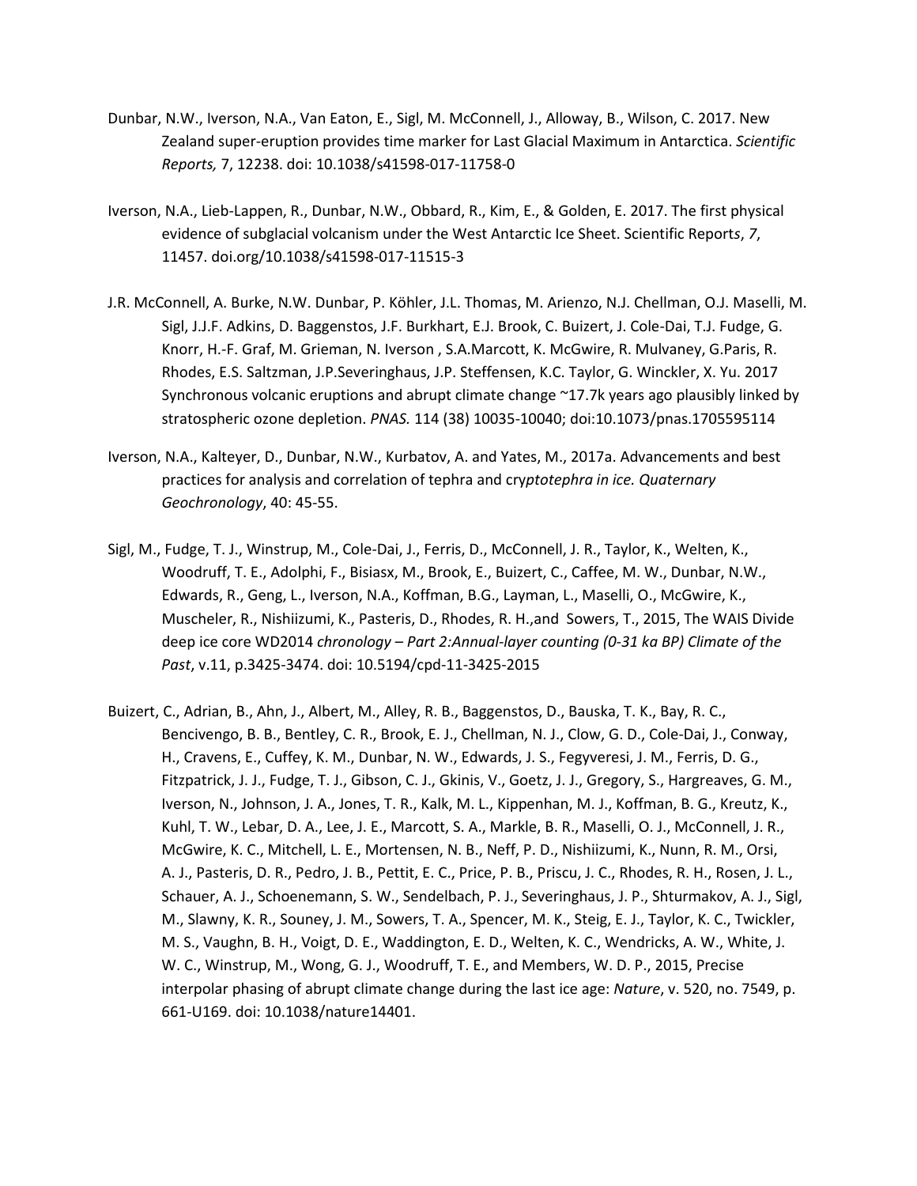Dunbar, N.W., Iverson, N.A., Van Eaton, E., Sigl, M. McConnell, J., Alloway, B., Wilson, C. 2017. New Zealand super-eruption provides time marker for Last Glacial Maximum in Antarctica. *Scientific Reports,* 7, 12238. doi: 10.1038/s41598-017-11758-0

Iverson, N.A., Lieb-Lappen, R., Dunbar, N.W., Obbard, R., Kim, E., & Golden, E. 2017. The first physical evidence of subglacial volcanism under the West Antarctic Ice Sheet. Scientific Report*s*, *7*, 11457. doi.org/10.1038/s41598-017-11515-3

J.R. McConnell, A. Burke, N.W. Dunbar, P. Köhler, J.L. Thomas, M. Arienzo, N.J. Chellman, O.J. Maselli, M. Sigl, J.J.F. Adkins, D. Baggenstos, J.F. Burkhart, E.J. Brook, C. Buizert, J. Cole-Dai, T.J. Fudge, G. Knorr, H.-F. Graf, M. Grieman, N. Iverson , S.A.Marcott, K. McGwire, R. Mulvaney, G.Paris, R. Rhodes, E.S. Saltzman, J.P.Severinghaus, J.P. Steffensen, K.C. Taylor, G. Winckler, X. Yu. 2017 Synchronous volcanic eruptions and abrupt climate change ~17.7k years ago plausibly linked by stratospheric ozone depletion. *PNAS.* 114 (38) 10035-10040; doi:10.1073/pnas.1705595114

Iverson, N.A., Kalteyer, D., Dunbar, N.W., Kurbatov, A. and Yates, M., 2017a. Advancements and best practices for analysis and correlation of tephra and cry*ptotephra in ice. Quaternary Geochronology*, 40: 45-55.

Sigl, M., Fudge, T. J., Winstrup, M., Cole-Dai, J., Ferris, D., McConnell, J. R., Taylor, K., Welten, K., Woodruff, T. E., Adolphi, F., Bisiasx, M., Brook, E., Buizert, C., Caffee, M. W., Dunbar, N.W., Edwards, R., Geng, L., Iverson, N.A., Koffman, B.G., Layman, L., Maselli, O., McGwire, K., Muscheler, R., Nishiizumi, K., Pasteris, D., Rhodes, R. H.,and Sowers, T., 2015, The WAIS Divide deep ice core WD2014 *chronology – Part 2:Annual-layer counting (0-31 ka BP) Climate of the Past*, v.11, p.3425-3474. doi: 10.5194/cpd-11-3425-2015

Buizert, C., Adrian, B., Ahn, J., Albert, M., Alley, R. B., Baggenstos, D., Bauska, T. K., Bay, R. C., Bencivengo, B. B., Bentley, C. R., Brook, E. J., Chellman, N. J., Clow, G. D., Cole-Dai, J., Conway, H., Cravens, E., Cuffey, K. M., Dunbar, N. W., Edwards, J. S., Fegyveresi, J. M., Ferris, D. G., Fitzpatrick, J. J., Fudge, T. J., Gibson, C. J., Gkinis, V., Goetz, J. J., Gregory, S., Hargreaves, G. M., Iverson, N., Johnson, J. A., Jones, T. R., Kalk, M. L., Kippenhan, M. J., Koffman, B. G., Kreutz, K., Kuhl, T. W., Lebar, D. A., Lee, J. E., Marcott, S. A., Markle, B. R., Maselli, O. J., McConnell, J. R., McGwire, K. C., Mitchell, L. E., Mortensen, N. B., Neff, P. D., Nishiizumi, K., Nunn, R. M., Orsi, A. J., Pasteris, D. R., Pedro, J. B., Pettit, E. C., Price, P. B., Priscu, J. C., Rhodes, R. H., Rosen, J. L., Schauer, A. J., Schoenemann, S. W., Sendelbach, P. J., Severinghaus, J. P., Shturmakov, A. J., Sigl, M., Slawny, K. R., Souney, J. M., Sowers, T. A., Spencer, M. K., Steig, E. J., Taylor, K. C., Twickler, M. S., Vaughn, B. H., Voigt, D. E., Waddington, E. D., Welten, K. C., Wendricks, A. W., White, J. W. C., Winstrup, M., Wong, G. J., Woodruff, T. E., and Members, W. D. P., 2015, Precise interpolar phasing of abrupt climate change during the last ice age: *Nature*, v. 520, no. 7549, p. 661-U169. doi: 10.1038/nature14401.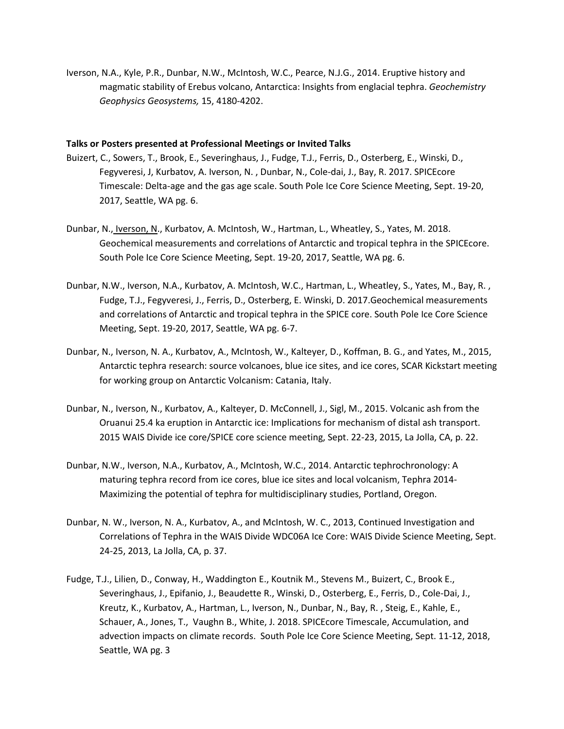Iverson, N.A., Kyle, P.R., Dunbar, N.W., McIntosh, W.C., Pearce, N.J.G., 2014. Eruptive history and magmatic stability of Erebus volcano, Antarctica: Insights from englacial tephra. *Geochemistry Geophysics Geosystems,* 15, 4180-4202.

**Talks or Posters presented at Professional Meetings or Invited Talks**

Buizert, C., Sowers, T., Brook, E., Severinghaus, J., Fudge, T.J., Ferris, D., Osterberg, E., Winski, D., Fegyveresi, J, Kurbatov, A. Iverson, N. , Dunbar, N., Cole-dai, J., Bay, R. 2017. SPICEcore Timescale: Delta-age and the gas age scale. South Pole Ice Core Science Meeting, Sept. 19-20, 2017, Seattle, WA pg. 6.

Dunbar, N., Iverson, N., Kurbatov, A. McIntosh, W., Hartman, L., Wheatley, S., Yates, M. 2018. Geochemical measurements and correlations of Antarctic and tropical tephra in the SPICEcore. South Pole Ice Core Science Meeting, Sept. 19-20, 2017, Seattle, WA pg. 6.

Dunbar, N.W., Iverson, N.A., Kurbatov, A. McIntosh, W.C., Hartman, L., Wheatley, S., Yates, M., Bay, R. , Fudge, T.J., Fegyveresi, J., Ferris, D., Osterberg, E. Winski, D. 2017.Geochemical measurements and correlations of Antarctic and tropical tephra in the SPICE core. South Pole Ice Core Science Meeting, Sept. 19-20, 2017, Seattle, WA pg. 6-7.

Dunbar, N., Iverson, N. A., Kurbatov, A., McIntosh, W., Kalteyer, D., Koffman, B. G., and Yates, M., 2015, Antarctic tephra research: source volcanoes, blue ice sites, and ice cores, SCAR Kickstart meeting for working group on Antarctic Volcanism: Catania, Italy.

Dunbar, N., Iverson, N., Kurbatov, A., Kalteyer, D. McConnell, J., Sigl, M., 2015. Volcanic ash from the Oruanui 25.4 ka eruption in Antarctic ice: Implications for mechanism of distal ash transport. 2015 WAIS Divide ice core/SPICE core science meeting, Sept. 22-23, 2015, La Jolla, CA, p. 22.

Dunbar, N.W., Iverson, N.A., Kurbatov, A., McIntosh, W.C., 2014. Antarctic tephrochronology: A maturing tephra record from ice cores, blue ice sites and local volcanism, Tephra 2014- Maximizing the potential of tephra for multidisciplinary studies, Portland, Oregon.

Dunbar, N. W., Iverson, N. A., Kurbatov, A., and McIntosh, W. C., 2013, Continued Investigation and Correlations of Tephra in the WAIS Divide WDC06A Ice Core: WAIS Divide Science Meeting, Sept. 24-25, 2013, La Jolla, CA, p. 37.

Fudge, T.J., Lilien, D., Conway, H., Waddington E., Koutnik M., Stevens M., Buizert, C., Brook E., Severinghaus, J., Epifanio, J., Beaudette R., Winski, D., Osterberg, E., Ferris, D., Cole-Dai, J., Kreutz, K., Kurbatov, A., Hartman, L., Iverson, N., Dunbar, N., Bay, R. , Steig, E., Kahle, E., Schauer, A., Jones, T., Vaughn B., White, J. 2018. SPICEcore Timescale, Accumulation, and advection impacts on climate records. South Pole Ice Core Science Meeting, Sept. 11-12, 2018, Seattle, WA pg. 3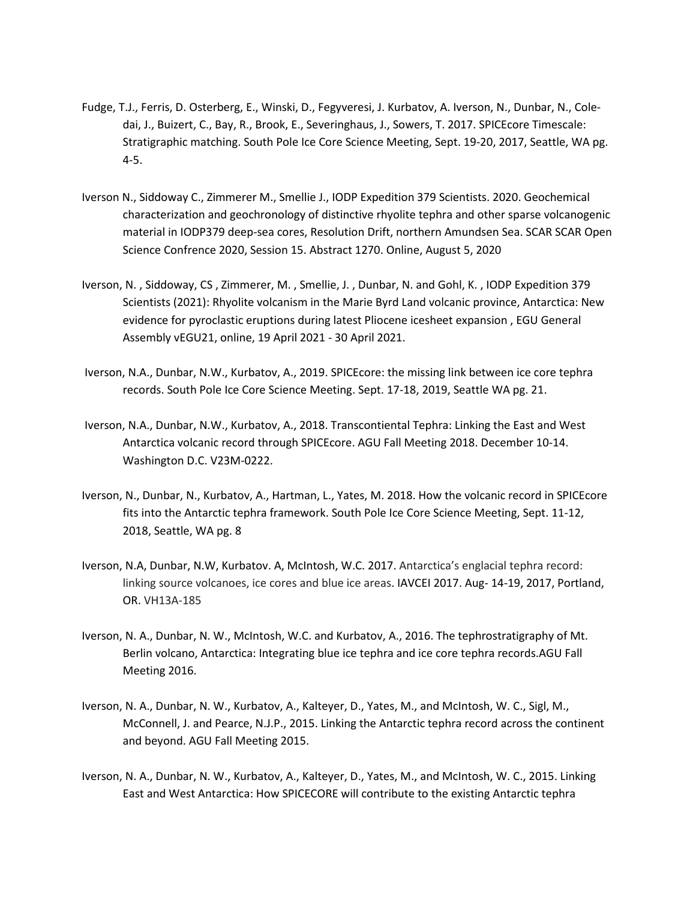Fudge, T.J., Ferris, D. Osterberg, E., Winski, D., Fegyveresi, J. Kurbatov, A. Iverson, N., Dunbar, N., Cole-dai, J., Buizert, C., Bay, R., Brook, E., Severinghaus, J., Sowers, T. 2017. SPICEcore Timescale: Stratigraphic matching. South Pole Ice Core Science Meeting, Sept. 19-20, 2017, Seattle, WA pg. 4-5.

Iverson N., Siddoway C., Zimmerer M., Smellie J., IODP Expedition 379 Scientists. 2020. Geochemical characterization and geochronology of distinctive rhyolite tephra and other sparse volcanogenic material in IODP379 deep-sea cores, Resolution Drift, northern Amundsen Sea. SCAR SCAR Open Science Confrence 2020, Session 15. Abstract 1270. Online, August 5, 2020

Iverson, N. , Siddoway, CS , Zimmerer, M. , Smellie, J. , Dunbar, N. and Gohl, K. , IODP Expedition 379 Scientists (2021): Rhyolite volcanism in the Marie Byrd Land volcanic province, Antarctica: New evidence for pyroclastic eruptions during latest Pliocene icesheet expansion , EGU General Assembly vEGU21, online, 19 April 2021 - 30 April 2021.

Iverson, N.A., Dunbar, N.W., Kurbatov, A., 2019. SPICEcore: the missing link between ice core tephra records. South Pole Ice Core Science Meeting. Sept. 17-18, 2019, Seattle WA pg. 21.

Iverson, N.A., Dunbar, N.W., Kurbatov, A., 2018. Transcontiental Tephra: Linking the East and West Antarctica volcanic record through SPICEcore. AGU Fall Meeting 2018. December 10-14. Washington D.C. V23M-0222.

Iverson, N., Dunbar, N., Kurbatov, A., Hartman, L., Yates, M. 2018. How the volcanic record in SPICEcore fits into the Antarctic tephra framework. South Pole Ice Core Science Meeting, Sept. 11-12, 2018, Seattle, WA pg. 8

Iverson, N.A, Dunbar, N.W, Kurbatov. A, McIntosh, W.C. 2017. Antarctica's englacial tephra record: linking source volcanoes, ice cores and blue ice areas. IAVCEI 2017. Aug- 14-19, 2017, Portland, OR. VH13A-185

Iverson, N. A., Dunbar, N. W., McIntosh, W.C. and Kurbatov, A., 2016. The tephrostratigraphy of Mt. Berlin volcano, Antarctica: Integrating blue ice tephra and ice core tephra records.AGU Fall Meeting 2016.

Iverson, N. A., Dunbar, N. W., Kurbatov, A., Kalteyer, D., Yates, M., and McIntosh, W. C., Sigl, M., McConnell, J. and Pearce, N.J.P., 2015. Linking the Antarctic tephra record across the continent and beyond. AGU Fall Meeting 2015.

Iverson, N. A., Dunbar, N. W., Kurbatov, A., Kalteyer, D., Yates, M., and McIntosh, W. C., 2015. Linking East and West Antarctica: How SPICECORE will contribute to the existing Antarctic tephra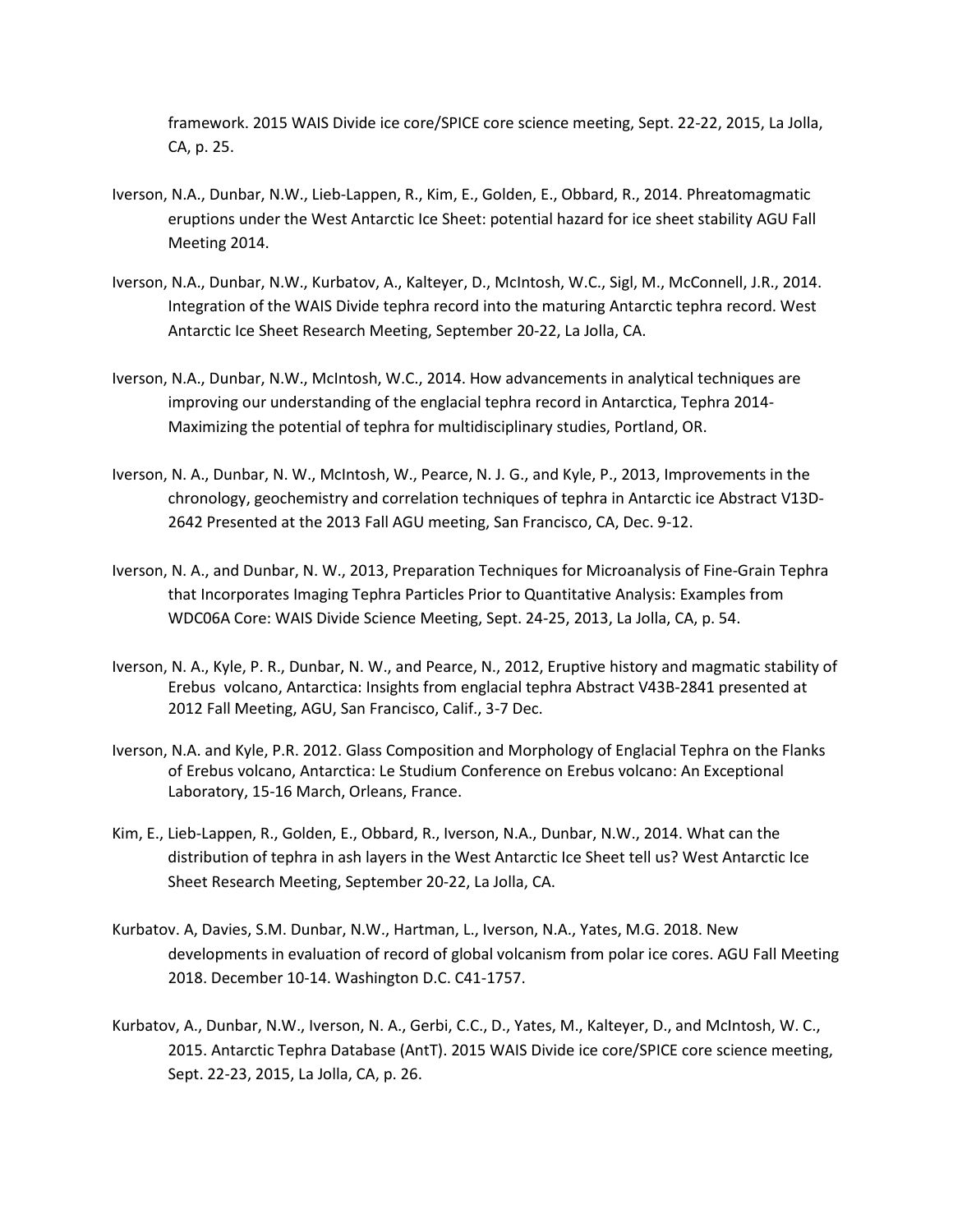framework. 2015 WAIS Divide ice core/SPICE core science meeting, Sept. 22-22, 2015, La Jolla, CA, p. 25.

Iverson, N.A., Dunbar, N.W., Lieb-Lappen, R., Kim, E., Golden, E., Obbard, R., 2014. Phreatomagmatic eruptions under the West Antarctic Ice Sheet: potential hazard for ice sheet stability AGU Fall Meeting 2014.

Iverson, N.A., Dunbar, N.W., Kurbatov, A., Kalteyer, D., McIntosh, W.C., Sigl, M., McConnell, J.R., 2014. Integration of the WAIS Divide tephra record into the maturing Antarctic tephra record. West Antarctic Ice Sheet Research Meeting, September 20-22, La Jolla, CA.

Iverson, N.A., Dunbar, N.W., McIntosh, W.C., 2014. How advancements in analytical techniques are improving our understanding of the englacial tephra record in Antarctica, Tephra 2014- Maximizing the potential of tephra for multidisciplinary studies, Portland, OR.

Iverson, N. A., Dunbar, N. W., McIntosh, W., Pearce, N. J. G., and Kyle, P., 2013, Improvements in the chronology, geochemistry and correlation techniques of tephra in Antarctic ice Abstract V13D-2642 Presented at the 2013 Fall AGU meeting, San Francisco, CA, Dec. 9-12.

Iverson, N. A., and Dunbar, N. W., 2013, Preparation Techniques for Microanalysis of Fine-Grain Tephra that Incorporates Imaging Tephra Particles Prior to Quantitative Analysis: Examples from WDC06A Core: WAIS Divide Science Meeting, Sept. 24-25, 2013, La Jolla, CA, p. 54.

Iverson, N. A., Kyle, P. R., Dunbar, N. W., and Pearce, N., 2012, Eruptive history and magmatic stability of Erebus volcano, Antarctica: Insights from englacial tephra Abstract V43B-2841 presented at 2012 Fall Meeting, AGU, San Francisco, Calif., 3-7 Dec.

Iverson, N.A. and Kyle, P.R. 2012. Glass Composition and Morphology of Englacial Tephra on the Flanks of Erebus volcano, Antarctica: Le Studium Conference on Erebus volcano: An Exceptional Laboratory, 15-16 March, Orleans, France.

Kim, E., Lieb-Lappen, R., Golden, E., Obbard, R., Iverson, N.A., Dunbar, N.W., 2014. What can the distribution of tephra in ash layers in the West Antarctic Ice Sheet tell us? West Antarctic Ice Sheet Research Meeting, September 20-22, La Jolla, CA.

Kurbatov. A, Davies, S.M. Dunbar, N.W., Hartman, L., Iverson, N.A., Yates, M.G. 2018. New developments in evaluation of record of global volcanism from polar ice cores. AGU Fall Meeting 2018. December 10-14. Washington D.C. C41-1757.

Kurbatov, A., Dunbar, N.W., Iverson, N. A., Gerbi, C.C., D., Yates, M., Kalteyer, D., and McIntosh, W. C., 2015. Antarctic Tephra Database (AntT). 2015 WAIS Divide ice core/SPICE core science meeting, Sept. 22-23, 2015, La Jolla, CA, p. 26.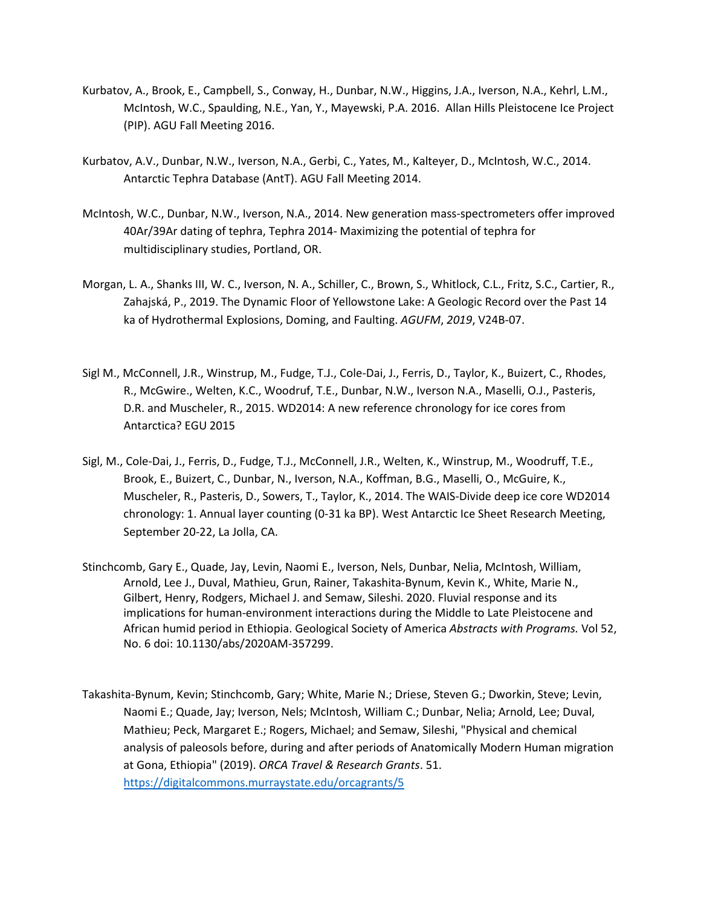Kurbatov, A., Brook, E., Campbell, S., Conway, H., Dunbar, N.W., Higgins, J.A., Iverson, N.A., Kehrl, L.M., McIntosh, W.C., Spaulding, N.E., Yan, Y., Mayewski, P.A. 2016. Allan Hills Pleistocene Ice Project (PIP). AGU Fall Meeting 2016.

Kurbatov, A.V., Dunbar, N.W., Iverson, N.A., Gerbi, C., Yates, M., Kalteyer, D., McIntosh, W.C., 2014. Antarctic Tephra Database (AntT). AGU Fall Meeting 2014.

McIntosh, W.C., Dunbar, N.W., Iverson, N.A., 2014. New generation mass-spectrometers offer improved 40Ar/39Ar dating of tephra, Tephra 2014- Maximizing the potential of tephra for multidisciplinary studies, Portland, OR.

Morgan, L. A., Shanks III, W. C., Iverson, N. A., Schiller, C., Brown, S., Whitlock, C.L., Fritz, S.C., Cartier, R., Zahajská, P., 2019. The Dynamic Floor of Yellowstone Lake: A Geologic Record over the Past 14 ka of Hydrothermal Explosions, Doming, and Faulting. *AGUFM*, *2019*, V24B-07.

Sigl M., McConnell, J.R., Winstrup, M., Fudge, T.J., Cole-Dai, J., Ferris, D., Taylor, K., Buizert, C., Rhodes, R., McGwire., Welten, K.C., Woodruf, T.E., Dunbar, N.W., Iverson N.A., Maselli, O.J., Pasteris, D.R. and Muscheler, R., 2015. WD2014: A new reference chronology for ice cores from Antarctica? EGU 2015

Sigl, M., Cole-Dai, J., Ferris, D., Fudge, T.J., McConnell, J.R., Welten, K., Winstrup, M., Woodruff, T.E., Brook, E., Buizert, C., Dunbar, N., Iverson, N.A., Koffman, B.G., Maselli, O., McGuire, K., Muscheler, R., Pasteris, D., Sowers, T., Taylor, K., 2014. The WAIS-Divide deep ice core WD2014 chronology: 1. Annual layer counting (0-31 ka BP). West Antarctic Ice Sheet Research Meeting, September 20-22, La Jolla, CA.

Stinchcomb, Gary E., Quade, Jay, Levin, Naomi E., Iverson, Nels, Dunbar, Nelia, McIntosh, William, Arnold, Lee J., Duval, Mathieu, Grun, Rainer, Takashita-Bynum, Kevin K., White, Marie N., Gilbert, Henry, Rodgers, Michael J. and Semaw, Sileshi. 2020. Fluvial response and its implications for human-environment interactions during the Middle to Late Pleistocene and African humid period in Ethiopia. Geological Society of America *Abstracts with Programs.* Vol 52, No. 6 doi: 10.1130/abs/2020AM-357299.

Takashita-Bynum, Kevin; Stinchcomb, Gary; White, Marie N.; Driese, Steven G.; Dworkin, Steve; Levin, Naomi E.; Quade, Jay; Iverson, Nels; McIntosh, William C.; Dunbar, Nelia; Arnold, Lee; Duval, Mathieu; Peck, Margaret E.; Rogers, Michael; and Semaw, Sileshi, "Physical and chemical analysis of paleosols before, during and after periods of Anatomically Modern Human migration at Gona, Ethiopia" (2019). *ORCA Travel & Research Grants*. 51. https://digitalcommons.murraystate.edu/orcagrants/5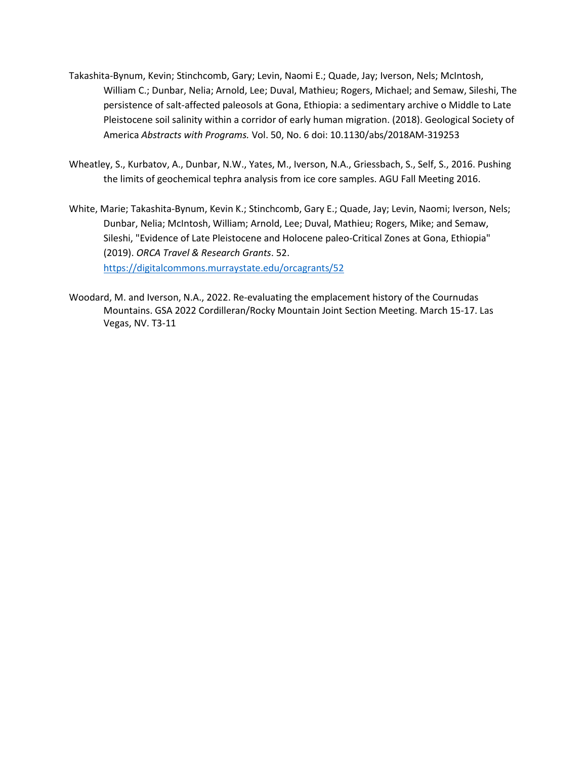Takashita-Bynum, Kevin; Stinchcomb, Gary; Levin, Naomi E.; Quade, Jay; Iverson, Nels; McIntosh, William C.; Dunbar, Nelia; Arnold, Lee; Duval, Mathieu; Rogers, Michael; and Semaw, Sileshi, The persistence of salt-affected paleosols at Gona, Ethiopia: a sedimentary archive o Middle to Late Pleistocene soil salinity within a corridor of early human migration. (2018). Geological Society of America *Abstracts with Programs.* Vol. 50, No. 6 doi: 10.1130/abs/2018AM-319253

Wheatley, S., Kurbatov, A., Dunbar, N.W., Yates, M., Iverson, N.A., Griessbach, S., Self, S., 2016. Pushing the limits of geochemical tephra analysis from ice core samples. AGU Fall Meeting 2016.

White, Marie; Takashita-Bynum, Kevin K.; Stinchcomb, Gary E.; Quade, Jay; Levin, Naomi; Iverson, Nels; Dunbar, Nelia; McIntosh, William; Arnold, Lee; Duval, Mathieu; Rogers, Mike; and Semaw, Sileshi, "Evidence of Late Pleistocene and Holocene paleo-Critical Zones at Gona, Ethiopia" (2019). *ORCA Travel & Research Grants*. 52. https://digitalcommons.murraystate.edu/orcagrants/52

Woodard, M. and Iverson, N.A., 2022. Re-evaluating the emplacement history of the Cournudas Mountains. GSA 2022 Cordilleran/Rocky Mountain Joint Section Meeting. March 15-17. Las Vegas, NV. T3-11